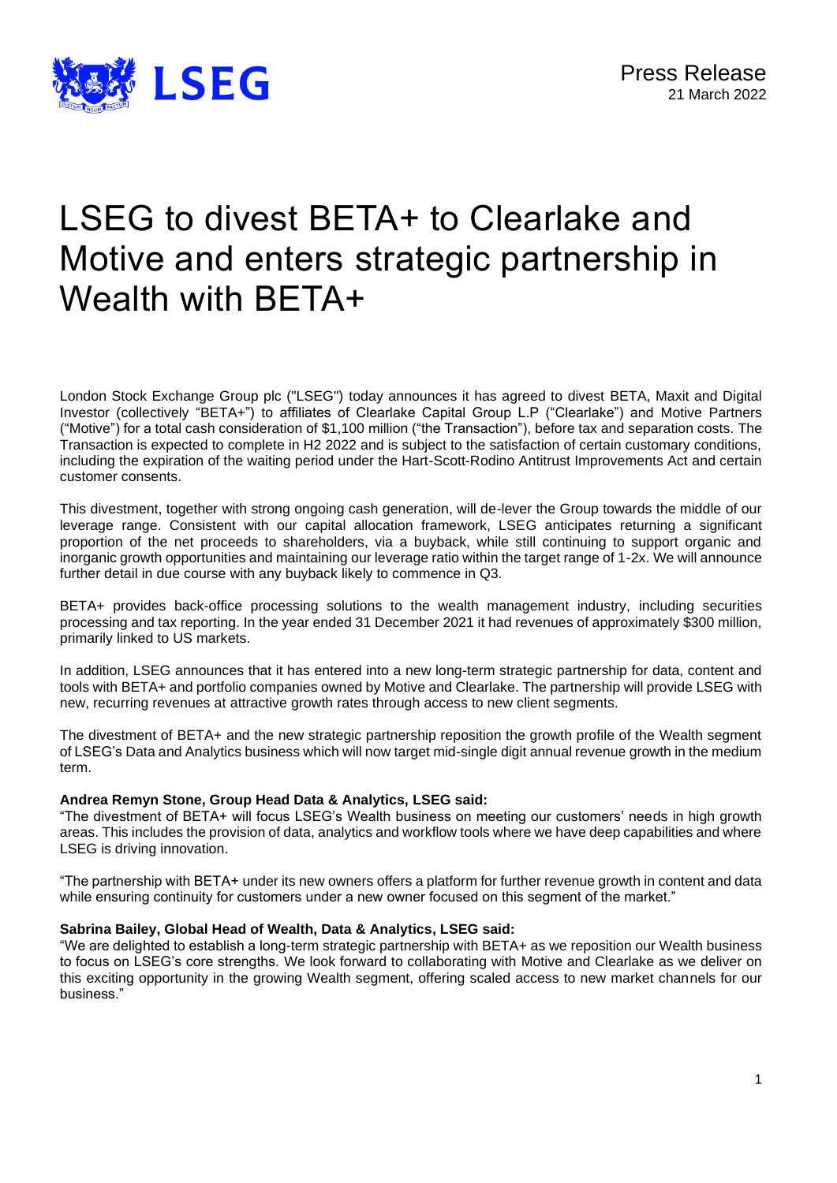Press Release
21 March 2022

# LSEG to divest BETA+ to Clearlake and Motive and enters strategic partnership in Wealth with BETA+

London Stock Exchange Group plc ("LSEG") today announces it has agreed to divest BETA, Maxit and Digital Investor (collectively "BETA+") to affiliates of Clearlake Capital Group L.P ("Clearlake") and Motive Partners ("Motive") for a total cash consideration of $1,100 million ("the Transaction"), before tax and separation costs. The Transaction is expected to complete in H2 2022 and is subject to the satisfaction of certain customary conditions, including the expiration of the waiting period under the Hart-Scott-Rodino Antitrust Improvements Act and certain customer consents.

This divestment, together with strong ongoing cash generation, will de-lever the Group towards the middle of our leverage range. Consistent with our capital allocation framework, LSEG anticipates returning a significant proportion of the net proceeds to shareholders, via a buyback, while still continuing to support organic and inorganic growth opportunities and maintaining our leverage ratio within the target range of 1-2x. We will announce further detail in due course with any buyback likely to commence in Q3.

BETA+ provides back-office processing solutions to the wealth management industry, including securities processing and tax reporting. In the year ended 31 December 2021 it had revenues of approximately $300 million, primarily linked to US markets.

In addition, LSEG announces that it has entered into a new long-term strategic partnership for data, content and tools with BETA+ and portfolio companies owned by Motive and Clearlake. The partnership will provide LSEG with new, recurring revenues at attractive growth rates through access to new client segments.

The divestment of BETA+ and the new strategic partnership reposition the growth profile of the Wealth segment of LSEG's Data and Analytics business which will now target mid-single digit annual revenue growth in the medium term.

**Andrea Remyn Stone, Group Head Data & Analytics, LSEG said:**
"The divestment of BETA+ will focus LSEG's Wealth business on meeting our customers' needs in high growth areas. This includes the provision of data, analytics and workflow tools where we have deep capabilities and where LSEG is driving innovation.

"The partnership with BETA+ under its new owners offers a platform for further revenue growth in content and data while ensuring continuity for customers under a new owner focused on this segment of the market."

**Sabrina Bailey, Global Head of Wealth, Data & Analytics, LSEG said:**
"We are delighted to establish a long-term strategic partnership with BETA+ as we reposition our Wealth business to focus on LSEG's core strengths. We look forward to collaborating with Motive and Clearlake as we deliver on this exciting opportunity in the growing Wealth segment, offering scaled access to new market channels for our business."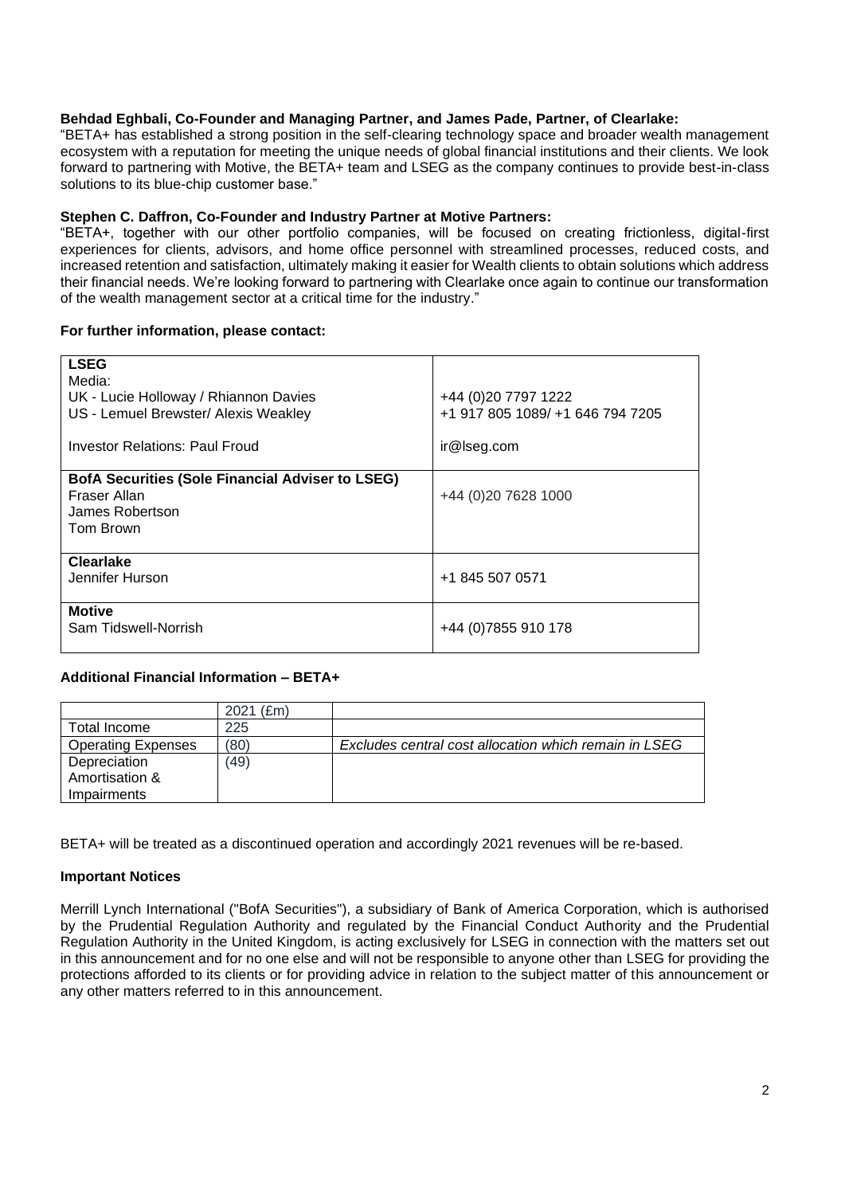**Behdad Eghbali, Co-Founder and Managing Partner, and James Pade, Partner, of Clearlake:**

"BETA+ has established a strong position in the self-clearing technology space and broader wealth management ecosystem with a reputation for meeting the unique needs of global financial institutions and their clients. We look forward to partnering with Motive, the BETA+ team and LSEG as the company continues to provide best-in-class solutions to its blue-chip customer base."

**Stephen C. Daffron, Co-Founder and Industry Partner at Motive Partners:**

"BETA+, together with our other portfolio companies, will be focused on creating frictionless, digital-first experiences for clients, advisors, and home office personnel with streamlined processes, reduced costs, and increased retention and satisfaction, ultimately making it easier for Wealth clients to obtain solutions which address their financial needs. We're looking forward to partnering with Clearlake once again to continue our transformation of the wealth management sector at a critical time for the industry."

**For further information, please contact:**

| | |
|---|---|
| **LSEG**<br>Media:<br>UK - Lucie Holloway / Rhiannon Davies<br>US - Lemuel Brewster/ Alexis Weakley<br><br>Investor Relations: Paul Froud | <br><br>+44 (0)20 7797 1222<br>+1 917 805 1089/ +1 646 794 7205<br><br>ir@lseg.com |
| **BofA Securities (Sole Financial Adviser to LSEG)**<br>Fraser Allan<br>James Robertson<br>Tom Brown | +44 (0)20 7628 1000 |
| **Clearlake**<br>Jennifer Hurson | +1 845 507 0571 |
| **Motive**<br>Sam Tidswell-Norrish | +44 (0)7855 910 178 |

**Additional Financial Information – BETA+**

| | 2021 (£m) | |
|---|---|---|
| Total Income | 225 | |
| Operating Expenses | (80) | *Excludes central cost allocation which remain in LSEG* |
| Depreciation Amortisation & Impairments | (49) | |

BETA+ will be treated as a discontinued operation and accordingly 2021 revenues will be re-based.

**Important Notices**

Merrill Lynch International ("BofA Securities"), a subsidiary of Bank of America Corporation, which is authorised by the Prudential Regulation Authority and regulated by the Financial Conduct Authority and the Prudential Regulation Authority in the United Kingdom, is acting exclusively for LSEG in connection with the matters set out in this announcement and for no one else and will not be responsible to anyone other than LSEG for providing the protections afforded to its clients or for providing advice in relation to the subject matter of this announcement or any other matters referred to in this announcement.